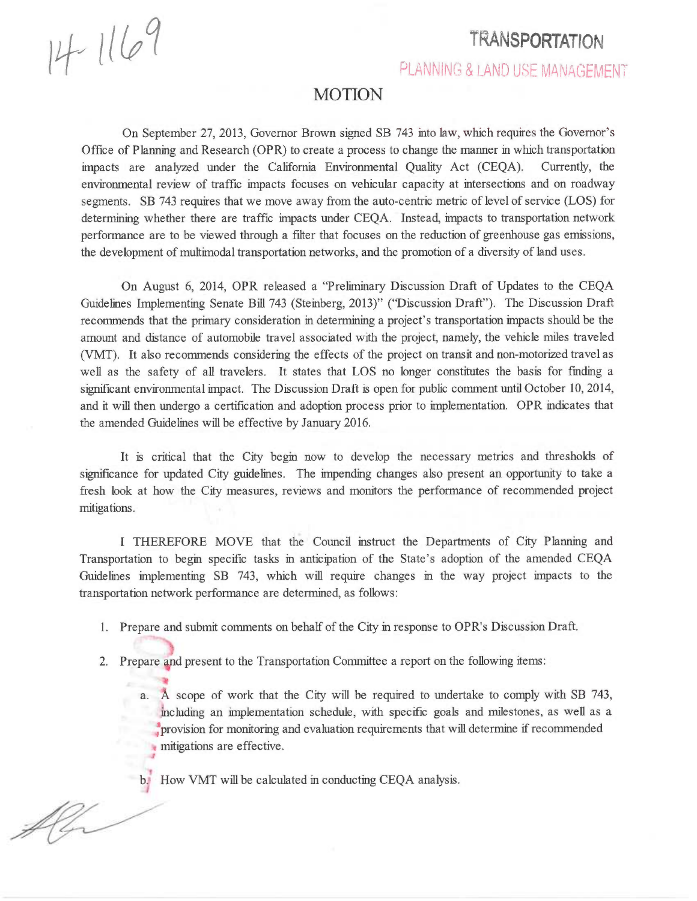14-1169

TRANSPORTATION

PLANNING & LAND USE MANAGEMENT

# MOTION

On September 27, 2013, Governor Brown signed SB 743 into law, which requires the Governor's Office of Planning and Research (OPR) to create a process to change the manner in which transportation impacts are analyzed under the California Environmental Quality Act (CEQA). Currently, the environmental review of traffic impacts focuses on vehicular capacity at intersections and on roadway segments. SB 743 requires that we move away from the auto-centric metric of level of service (LOS) for determining whether there are traffic impacts under CEQA. Instead, impacts to transportation network performance are to be viewed through a filter that focuses on the reduction of greenhouse gas emissions, the development of multimodal transportation networks, and the promotion of a diversity of land uses.

On August 6, 2014, OPR released a "Preliminary Discussion Draft of Updates to the CEQA Guidelines Implementing Senate Bill 743 (Steinberg, 2013)" ("Discussion Draft"). The Discussion Draft recommends that the primary consideration in determining a project's transportation impacts should be the amount and distance of automobile travel associated with the project, namely, the vehicle miles traveled (VMT). It also recommends considering the effects of the project on transit and non-motorized travel as well as the safety of all travelers. It states that LOS no longer constitutes the basis for finding a significant environmental impact. The Discussion Draft is open for public comment until October 10, 2014, and it will then undergo a certification and adoption process prior to implementation. OPR indicates that the amended Guidelines will be effective by January 2016.

It is critical that the City begin now to develop the necessary metrics and thresholds of significance for updated City guidelines. The impending changes also present an opportunity to take a fresh look at how the City measures, reviews and monitors the performance of recommended project mitigations.

I THEREFORE MOVE that the Council instruct the Departments of City Planning and Transportation to begin specific tasks in anticipation of the State's adoption of the amended CEQA Guidelines implementing SB 743, which will require changes in the way project impacts to the transportation network performance are determined, as follows:

1. Prepare and submit comments on behalf of the City in response to OPR's Discussion Draft.

2. Prepare and present to the Transportation Committee a report on the following items:

   a. A scope of work that the City will be required to undertake to comply with SB 743, including an implementation schedule, with specific goals and milestones, as well as a provision for monitoring and evaluation requirements that will determine if recommended mitigations are effective.

   b. How VMT will be calculated in conducting CEQA analysis.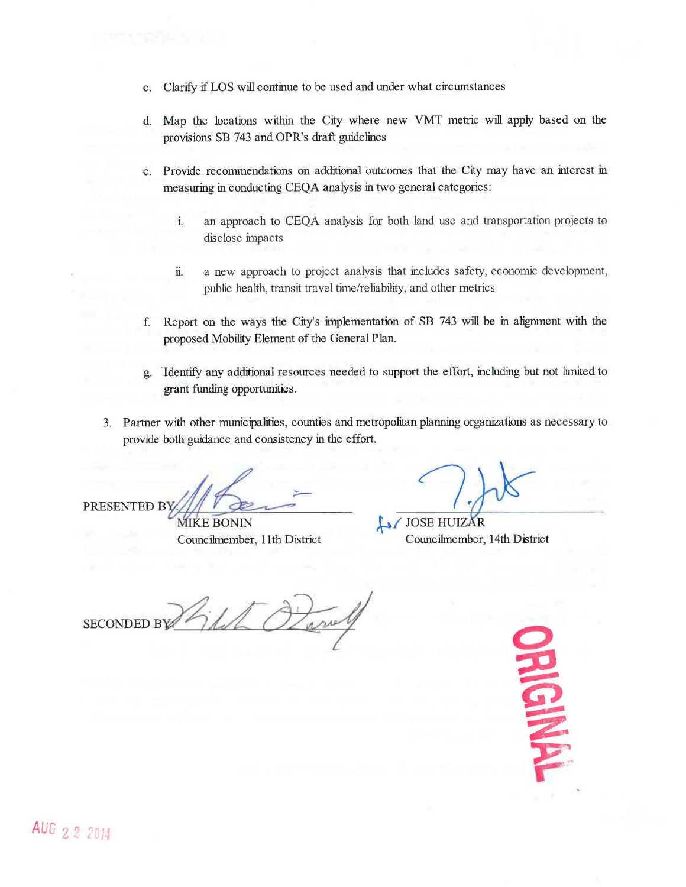c. Clarify if LOS will continue to be used and under what circumstances

d. Map the locations within the City where new VMT metric will apply based on the provisions SB 743 and OPR's draft guidelines

e. Provide recommendations on additional outcomes that the City may have an interest in measuring in conducting CEQA analysis in two general categories:

   i. an approach to CEQA analysis for both land use and transportation projects to disclose impacts

   ii. a new approach to project analysis that includes safety, economic development, public health, transit travel time/reliability, and other metrics

f. Report on the ways the City's implementation of SB 743 will be in alignment with the proposed Mobility Element of the General Plan.

g. Identify any additional resources needed to support the effort, including but not limited to grant funding opportunities.

3. Partner with other municipalities, counties and metropolitan planning organizations as necessary to provide both guidance and consistency in the effort.

PRESENTED BY: ______________________
MIKE BONIN
Councilmember, 11th District

for JOSE HUIZAR
Councilmember, 14th District

SECONDED BY: ______________________

ORIGINAL

AUG 22 2014